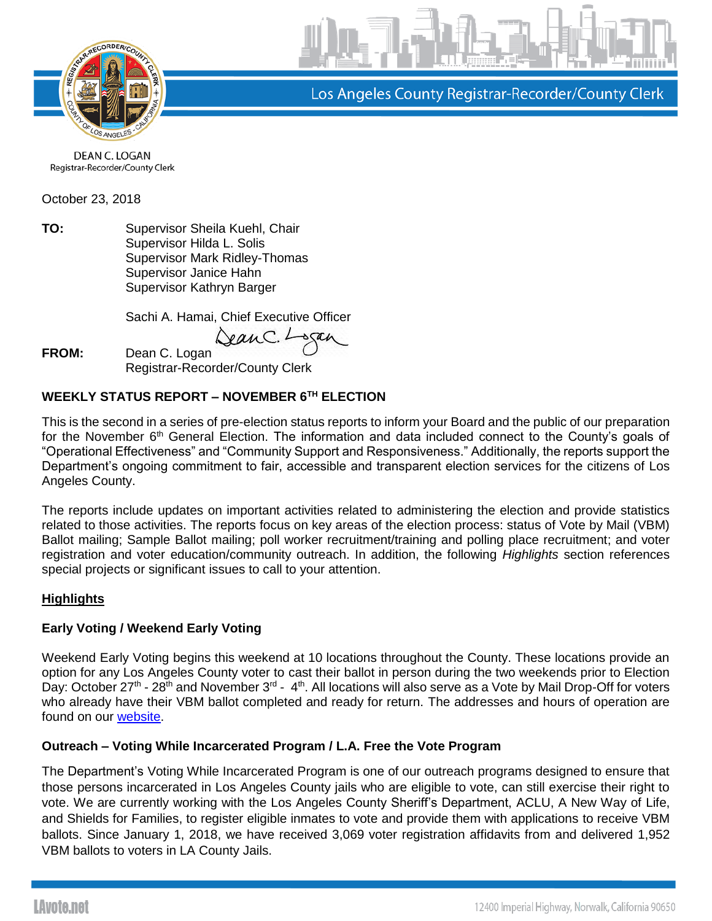Los Angeles County Registrar-Recorder/County Clerk

DEAN C. LOGAN
Registrar-Recorder/County Clerk

October 23, 2018

**TO:** Supervisor Sheila Kuehl, Chair
Supervisor Hilda L. Solis
Supervisor Mark Ridley-Thomas
Supervisor Janice Hahn
Supervisor Kathryn Barger

Sachi A. Hamai, Chief Executive Officer

**FROM:** Dean C. Logan
Registrar-Recorder/County Clerk

## WEEKLY STATUS REPORT – NOVEMBER 6TH ELECTION

This is the second in a series of pre-election status reports to inform your Board and the public of our preparation for the November 6th General Election. The information and data included connect to the County's goals of "Operational Effectiveness" and "Community Support and Responsiveness." Additionally, the reports support the Department's ongoing commitment to fair, accessible and transparent election services for the citizens of Los Angeles County.

The reports include updates on important activities related to administering the election and provide statistics related to those activities. The reports focus on key areas of the election process: status of Vote by Mail (VBM) Ballot mailing; Sample Ballot mailing; poll worker recruitment/training and polling place recruitment; and voter registration and voter education/community outreach. In addition, the following *Highlights* section references special projects or significant issues to call to your attention.

### Highlights

#### Early Voting / Weekend Early Voting

Weekend Early Voting begins this weekend at 10 locations throughout the County. These locations provide an option for any Los Angeles County voter to cast their ballot in person during the two weekends prior to Election Day: October 27th - 28th and November 3rd - 4th. All locations will also serve as a Vote by Mail Drop-Off for voters who already have their VBM ballot completed and ready for return. The addresses and hours of operation are found on our website.

#### Outreach – Voting While Incarcerated Program / L.A. Free the Vote Program

The Department's Voting While Incarcerated Program is one of our outreach programs designed to ensure that those persons incarcerated in Los Angeles County jails who are eligible to vote, can still exercise their right to vote. We are currently working with the Los Angeles County Sheriff's Department, ACLU, A New Way of Life, and Shields for Families, to register eligible inmates to vote and provide them with applications to receive VBM ballots. Since January 1, 2018, we have received 3,069 voter registration affidavits from and delivered 1,952 VBM ballots to voters in LA County Jails.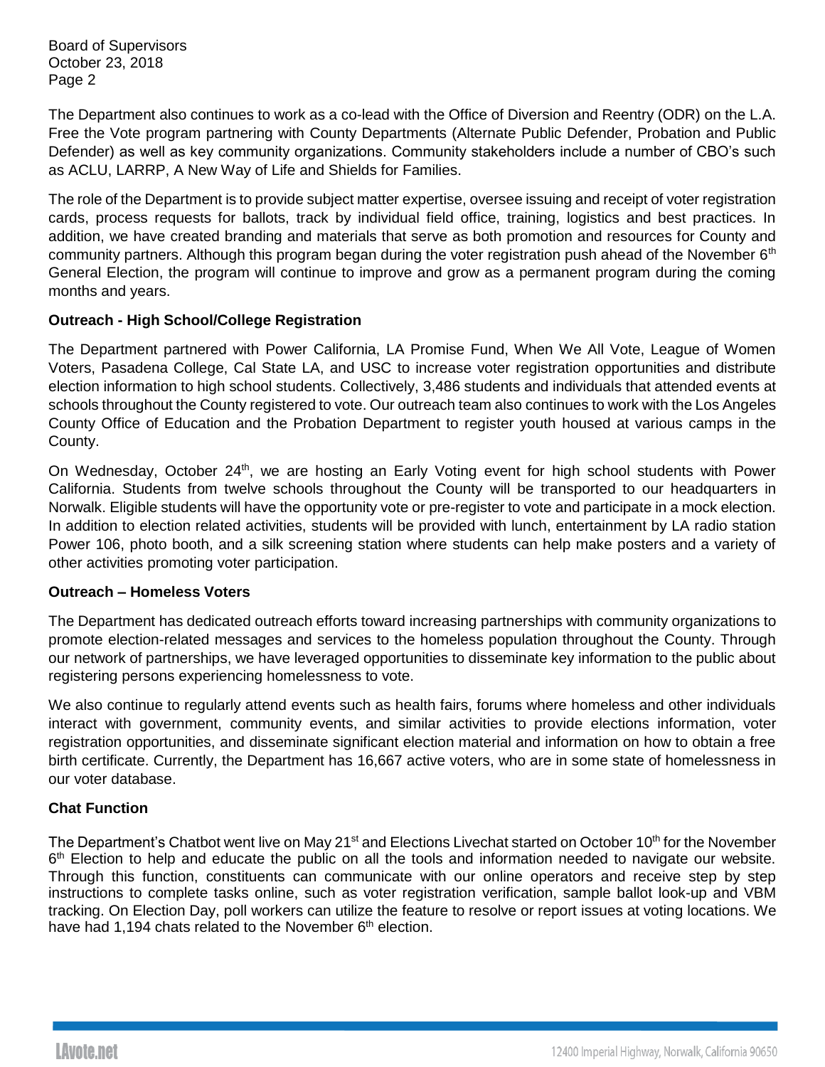The Department also continues to work as a co-lead with the Office of Diversion and Reentry (ODR) on the L.A. Free the Vote program partnering with County Departments (Alternate Public Defender, Probation and Public Defender) as well as key community organizations. Community stakeholders include a number of CBO's such as ACLU, LARRP, A New Way of Life and Shields for Families.

The role of the Department is to provide subject matter expertise, oversee issuing and receipt of voter registration cards, process requests for ballots, track by individual field office, training, logistics and best practices. In addition, we have created branding and materials that serve as both promotion and resources for County and community partners. Although this program began during the voter registration push ahead of the November 6th General Election, the program will continue to improve and grow as a permanent program during the coming months and years.

**Outreach - High School/College Registration**

The Department partnered with Power California, LA Promise Fund, When We All Vote, League of Women Voters, Pasadena College, Cal State LA, and USC to increase voter registration opportunities and distribute election information to high school students. Collectively, 3,486 students and individuals that attended events at schools throughout the County registered to vote. Our outreach team also continues to work with the Los Angeles County Office of Education and the Probation Department to register youth housed at various camps in the County.

On Wednesday, October 24th, we are hosting an Early Voting event for high school students with Power California. Students from twelve schools throughout the County will be transported to our headquarters in Norwalk. Eligible students will have the opportunity vote or pre-register to vote and participate in a mock election. In addition to election related activities, students will be provided with lunch, entertainment by LA radio station Power 106, photo booth, and a silk screening station where students can help make posters and a variety of other activities promoting voter participation.

**Outreach – Homeless Voters**

The Department has dedicated outreach efforts toward increasing partnerships with community organizations to promote election-related messages and services to the homeless population throughout the County. Through our network of partnerships, we have leveraged opportunities to disseminate key information to the public about registering persons experiencing homelessness to vote.

We also continue to regularly attend events such as health fairs, forums where homeless and other individuals interact with government, community events, and similar activities to provide elections information, voter registration opportunities, and disseminate significant election material and information on how to obtain a free birth certificate. Currently, the Department has 16,667 active voters, who are in some state of homelessness in our voter database.

**Chat Function**

The Department's Chatbot went live on May 21st and Elections Livechat started on October 10th for the November 6th Election to help and educate the public on all the tools and information needed to navigate our website. Through this function, constituents can communicate with our online operators and receive step by step instructions to complete tasks online, such as voter registration verification, sample ballot look-up and VBM tracking. On Election Day, poll workers can utilize the feature to resolve or report issues at voting locations. We have had 1,194 chats related to the November 6th election.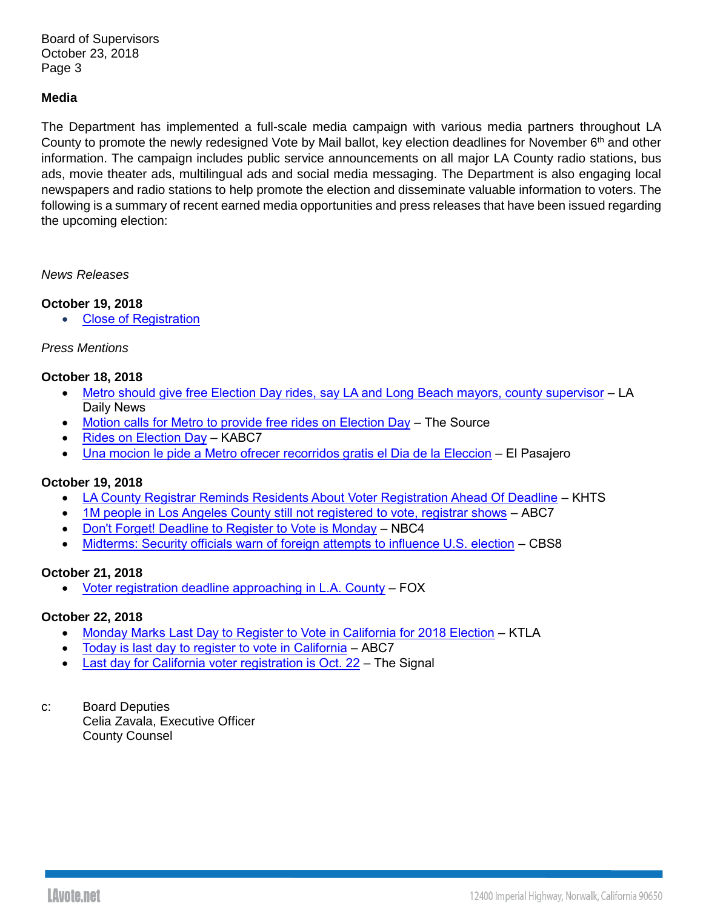## Media

The Department has implemented a full-scale media campaign with various media partners throughout LA County to promote the newly redesigned Vote by Mail ballot, key election deadlines for November 6th and other information. The campaign includes public service announcements on all major LA County radio stations, bus ads, movie theater ads, multilingual ads and social media messaging. The Department is also engaging local newspapers and radio stations to help promote the election and disseminate valuable information to voters. The following is a summary of recent earned media opportunities and press releases that have been issued regarding the upcoming election:

*News Releases*

**October 19, 2018**

- Close of Registration

*Press Mentions*

**October 18, 2018**

- Metro should give free Election Day rides, say LA and Long Beach mayors, county supervisor – LA Daily News
- Motion calls for Metro to provide free rides on Election Day – The Source
- Rides on Election Day – KABC7
- Una mocion le pide a Metro ofrecer recorridos gratis el Dia de la Eleccion – El Pasajero

**October 19, 2018**

- LA County Registrar Reminds Residents About Voter Registration Ahead Of Deadline – KHTS
- 1M people in Los Angeles County still not registered to vote, registrar shows – ABC7
- Don't Forget! Deadline to Register to Vote is Monday – NBC4
- Midterms: Security officials warn of foreign attempts to influence U.S. election – CBS8

**October 21, 2018**

- Voter registration deadline approaching in L.A. County – FOX

**October 22, 2018**

- Monday Marks Last Day to Register to Vote in California for 2018 Election – KTLA
- Today is last day to register to vote in California – ABC7
- Last day for California voter registration is Oct. 22 – The Signal

c: Board Deputies
Celia Zavala, Executive Officer
County Counsel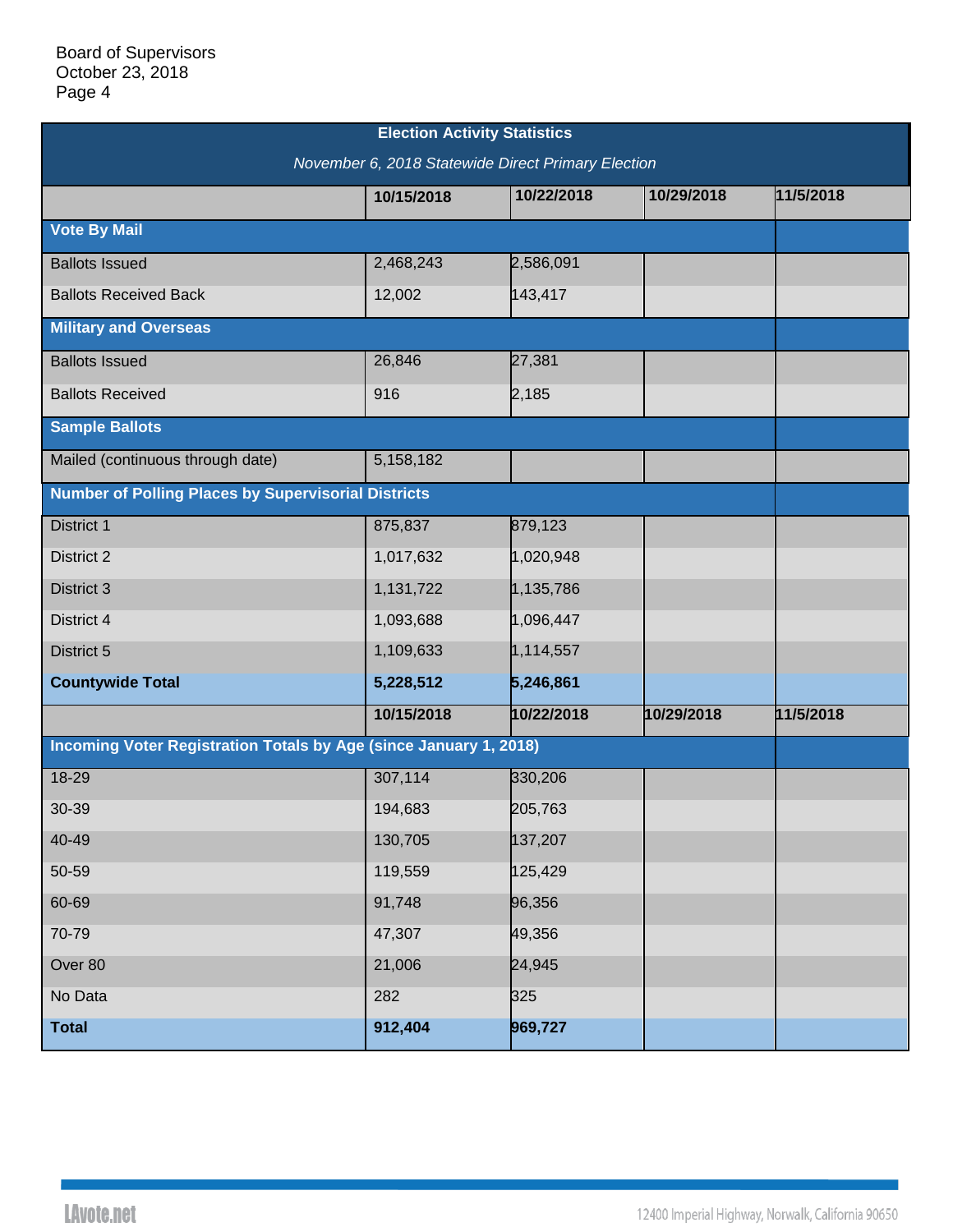Board of Supervisors
October 23, 2018

| Election Activity Statistics<br>*November 6, 2018 Statewide Direct Primary Election* | | | | |
|---|---|---|---|---|
| | **10/15/2018** | **10/22/2018** | **10/29/2018** | **11/5/2018** |
| **Vote By Mail** | | | | |
| Ballots Issued | 2,468,243 | 2,586,091 | | |
| Ballots Received Back | 12,002 | 143,417 | | |
| **Military and Overseas** | | | | |
| Ballots Issued | 26,846 | 27,381 | | |
| Ballots Received | 916 | 2,185 | | |
| **Sample Ballots** | | | | |
| Mailed (continuous through date) | 5,158,182 | | | |
| **Number of Polling Places by Supervisorial Districts** | | | | |
| District 1 | 875,837 | 879,123 | | |
| District 2 | 1,017,632 | 1,020,948 | | |
| District 3 | 1,131,722 | 1,135,786 | | |
| District 4 | 1,093,688 | 1,096,447 | | |
| District 5 | 1,109,633 | 1,114,557 | | |
| **Countywide Total** | **5,228,512** | **5,246,861** | | |
| | **10/15/2018** | **10/22/2018** | **10/29/2018** | **11/5/2018** |
| **Incoming Voter Registration Totals by Age (since January 1, 2018)** | | | | |
| 18-29 | 307,114 | 330,206 | | |
| 30-39 | 194,683 | 205,763 | | |
| 40-49 | 130,705 | 137,207 | | |
| 50-59 | 119,559 | 125,429 | | |
| 60-69 | 91,748 | 96,356 | | |
| 70-79 | 47,307 | 49,356 | | |
| Over 80 | 21,006 | 24,945 | | |
| No Data | 282 | 325 | | |
| **Total** | **912,404** | **969,727** | | |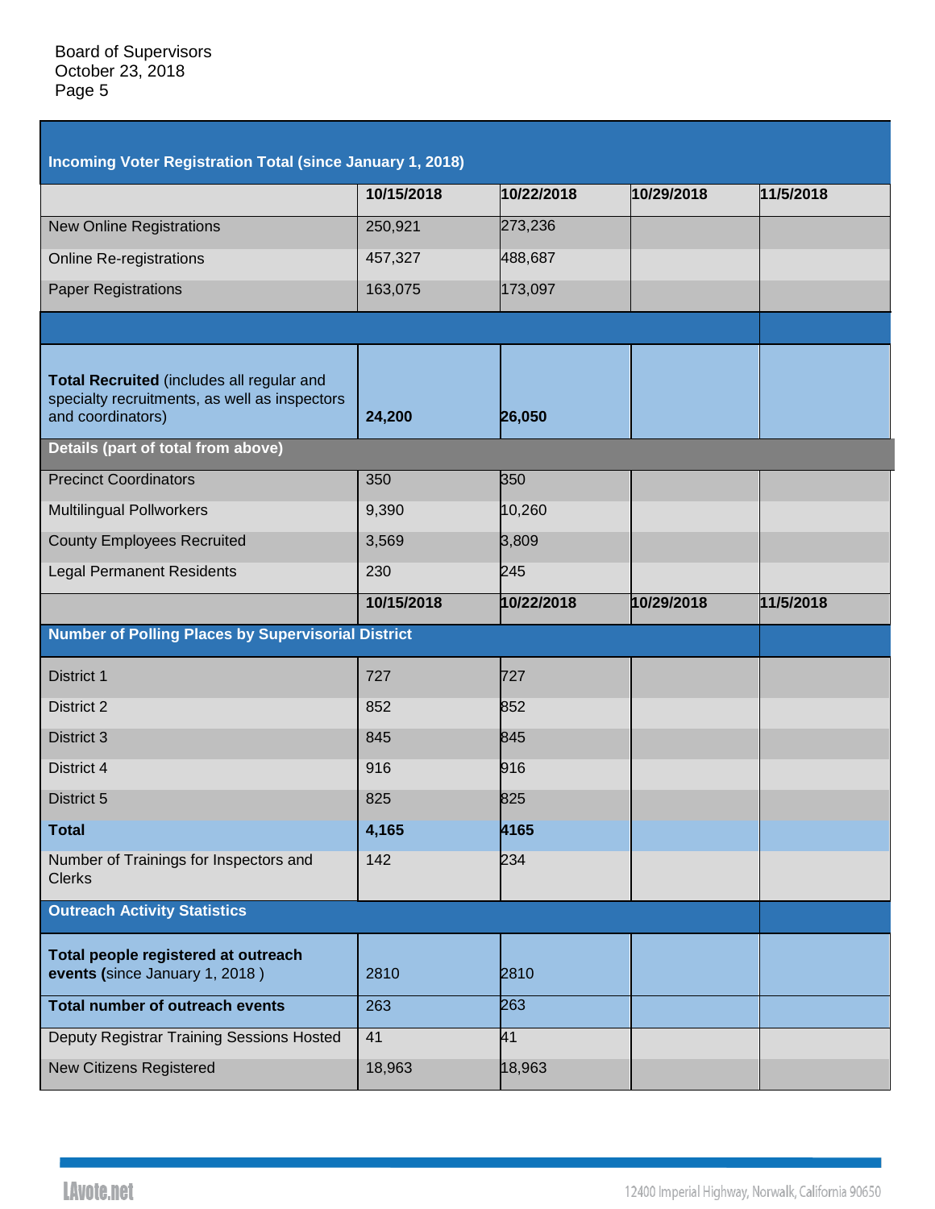| Incoming Voter Registration Total (since January 1, 2018) | | | | |
|---|---|---|---|---|
| | **10/15/2018** | **10/22/2018** | **10/29/2018** | **11/5/2018** |
| New Online Registrations | 250,921 | 273,236 | | |
| Online Re-registrations | 457,327 | 488,687 | | |
| Paper Registrations | 163,075 | 173,097 | | |
| | | | | |
| **Total Recruited** (includes all regular and specialty recruitments, as well as inspectors and coordinators) | **24,200** | **26,050** | | |
| **Details (part of total from above)** | | | | |
| Precinct Coordinators | 350 | 350 | | |
| Multilingual Pollworkers | 9,390 | 10,260 | | |
| County Employees Recruited | 3,569 | 3,809 | | |
| Legal Permanent Residents | 230 | 245 | | |
| | **10/15/2018** | **10/22/2018** | **10/29/2018** | **11/5/2018** |
| **Number of Polling Places by Supervisorial District** | | | | |
| District 1 | 727 | 727 | | |
| District 2 | 852 | 852 | | |
| District 3 | 845 | 845 | | |
| District 4 | 916 | 916 | | |
| District 5 | 825 | 825 | | |
| **Total** | **4,165** | **4165** | | |
| Number of Trainings for Inspectors and Clerks | 142 | 234 | | |
| **Outreach Activity Statistics** | | | | |
| **Total people registered at outreach events (**since January 1, 2018 ) | 2810 | 2810 | | |
| **Total number of outreach events** | 263 | 263 | | |
| Deputy Registrar Training Sessions Hosted | 41 | 41 | | |
| New Citizens Registered | 18,963 | 18,963 | | |